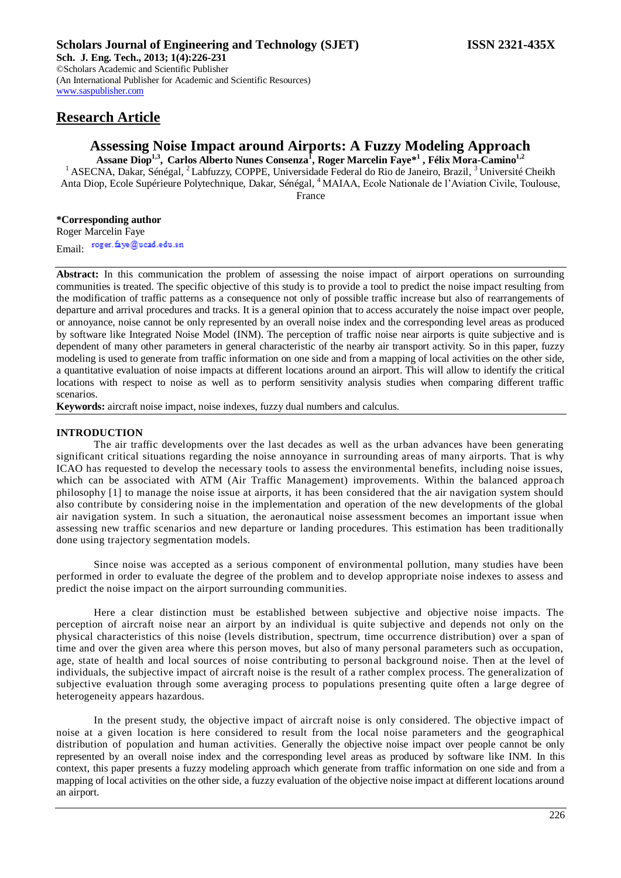**Scholars Journal of Engineering and Technology (SJET)** **ISSN 2321-435X**

**Sch. J. Eng. Tech., 2013; 1(4):226-231**
©Scholars Academic and Scientific Publisher
(An International Publisher for Academic and Scientific Resources)
www.saspublisher.com

## Research Article

# Assessing Noise Impact around Airports: A Fuzzy Modeling Approach

**Assane Diop[1,3], Carlos Alberto Nunes Consenza[1], Roger Marcelin Faye*[1], Félix Mora-Camino[1,2]**

[1] ASECNA, Dakar, Sénégal, [2] Labfuzzy, COPPE, Universidade Federal do Rio de Janeiro, Brazil, [3] Université Cheikh Anta Diop, Ecole Supérieure Polytechnique, Dakar, Sénégal, [4] MAIAA, Ecole Nationale de l'Aviation Civile, Toulouse, France

**\*Corresponding author**
Roger Marcelin Faye
Email: roger.faye@ucad.edu.sn

**Abstract:** In this communication the problem of assessing the noise impact of airport operations on surrounding communities is treated. The specific objective of this study is to provide a tool to predict the noise impact resulting from the modification of traffic patterns as a consequence not only of possible traffic increase but also of rearrangements of departure and arrival procedures and tracks. It is a general opinion that to access accurately the noise impact over people, or annoyance, noise cannot be only represented by an overall noise index and the corresponding level areas as produced by software like Integrated Noise Model (INM). The perception of traffic noise near airports is quite subjective and is dependent of many other parameters in general characteristic of the nearby air transport activity. So in this paper, fuzzy modeling is used to generate from traffic information on one side and from a mapping of local activities on the other side, a quantitative evaluation of noise impacts at different locations around an airport. This will allow to identify the critical locations with respect to noise as well as to perform sensitivity analysis studies when comparing different traffic scenarios.

**Keywords:** aircraft noise impact, noise indexes, fuzzy dual numbers and calculus.

## INTRODUCTION

The air traffic developments over the last decades as well as the urban advances have been generating significant critical situations regarding the noise annoyance in surrounding areas of many airports. That is why ICAO has requested to develop the necessary tools to assess the environmental benefits, including noise issues, which can be associated with ATM (Air Traffic Management) improvements. Within the balanced approach philosophy [1] to manage the noise issue at airports, it has been considered that the air navigation system should also contribute by considering noise in the implementation and operation of the new developments of the global air navigation system. In such a situation, the aeronautical noise assessment becomes an important issue when assessing new traffic scenarios and new departure or landing procedures. This estimation has been traditionally done using trajectory segmentation models.

Since noise was accepted as a serious component of environmental pollution, many studies have been performed in order to evaluate the degree of the problem and to develop appropriate noise indexes to assess and predict the noise impact on the airport surrounding communities.

Here a clear distinction must be established between subjective and objective noise impacts. The perception of aircraft noise near an airport by an individual is quite subjective and depends not only on the physical characteristics of this noise (levels distribution, spectrum, time occurrence distribution) over a span of time and over the given area where this person moves, but also of many personal parameters such as occupation, age, state of health and local sources of noise contributing to personal background noise. Then at the level of individuals, the subjective impact of aircraft noise is the result of a rather complex process. The generalization of subjective evaluation through some averaging process to populations presenting quite often a large degree of heterogeneity appears hazardous.

In the present study, the objective impact of aircraft noise is only considered. The objective impact of noise at a given location is here considered to result from the local noise parameters and the geographical distribution of population and human activities. Generally the objective noise impact over people cannot be only represented by an overall noise index and the corresponding level areas as produced by software like INM. In this context, this paper presents a fuzzy modeling approach which generate from traffic information on one side and from a mapping of local activities on the other side, a fuzzy evaluation of the objective noise impact at different locations around an airport.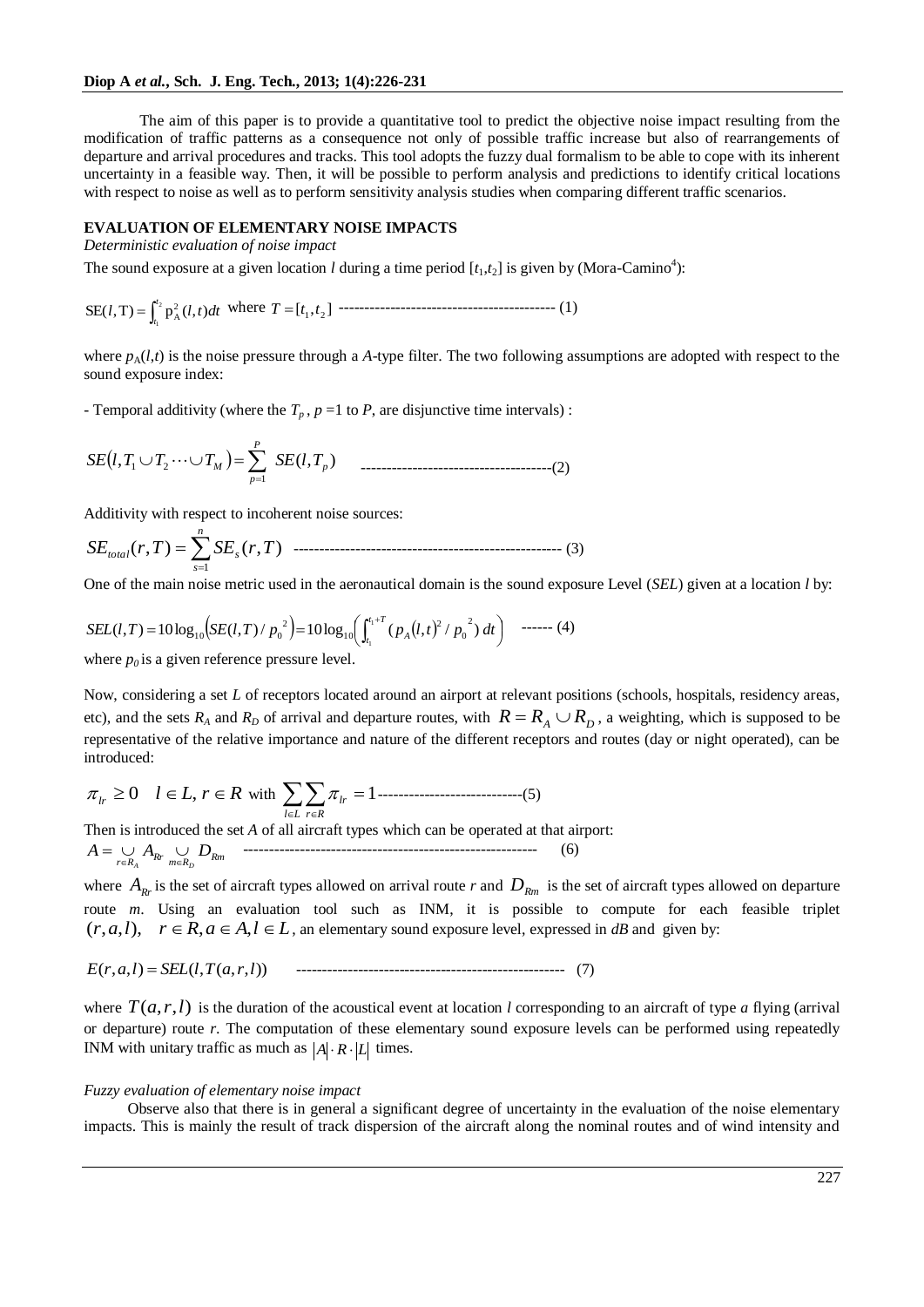The aim of this paper is to provide a quantitative tool to predict the objective noise impact resulting from the modification of traffic patterns as a consequence not only of possible traffic increase but also of rearrangements of departure and arrival procedures and tracks. This tool adopts the fuzzy dual formalism to be able to cope with its inherent uncertainty in a feasible way. Then, it will be possible to perform analysis and predictions to identify critical locations with respect to noise as well as to perform sensitivity analysis studies when comparing different traffic scenarios.

## EVALUATION OF ELEMENTARY NOISE IMPACTS

### *Deterministic evaluation of noise impact*

The sound exposure at a given location *l* during a time period $[t_1,t_2]$ is given by (Mora-Camino[4]):

$$\mathrm{SE}(l,\mathrm{T}) = \int_{t_1}^{t_2} \mathrm{p}_{\mathrm{A}}^2(l,t)dt \quad \text{where } T = [t_1, t_2] \qquad (1)$$

where $p_A(l,t)$ is the noise pressure through a *A*-type filter. The two following assumptions are adopted with respect to the sound exposure index:

- Temporal additivity (where the $T_p$ , $p = 1$ to *P*, are disjunctive time intervals) :

$$SE(l, T_1 \cup T_2 \cdots \cup T_M) = \sum_{p=1}^{P} SE(l, T_p) \qquad (2)$$

Additivity with respect to incoherent noise sources:

$$SE_{total}(r,T) = \sum_{s=1}^{n} SE_s(r,T) \qquad (3)$$

One of the main noise metric used in the aeronautical domain is the sound exposure Level (*SEL*) given at a location *l* by:

$$SEL(l,T) = 10\log_{10}\left(SE(l,T)/p_0^{\ 2}\right) = 10\log_{10}\left(\int_{t_1}^{t_1+T} (p_A(l,t)^2 / p_0^{\ 2})\, dt\right) \qquad (4)$$

where $p_0$ is a given reference pressure level.

Now, considering a set *L* of receptors located around an airport at relevant positions (schools, hospitals, residency areas, etc), and the sets $R_A$ and $R_D$ of arrival and departure routes, with $R = R_A \cup R_D$, a weighting, which is supposed to be representative of the relative importance and nature of the different receptors and routes (day or night operated), can be introduced:

$$\pi_{lr} \geq 0 \quad l \in L, r \in R \text{ with } \sum_{l \in L} \sum_{r \in R} \pi_{lr} = 1 \qquad (5)$$

Then is introduced the set *A* of all aircraft types which can be operated at that airport:

$$A = \bigcup_{r \in R_A} A_{Rr} \bigcup_{m \in R_D} D_{Rm} \qquad (6)$$

where $A_{Rr}$ is the set of aircraft types allowed on arrival route *r* and $D_{Rm}$ is the set of aircraft types allowed on departure route *m*. Using an evaluation tool such as INM, it is possible to compute for each feasible triplet $(r,a,l), \quad r \in R, a \in A, l \in L$, an elementary sound exposure level, expressed in *dB* and given by:

$$E(r,a,l) = SEL(l, T(a,r,l)) \qquad (7)$$

where $T(a,r,l)$ is the duration of the acoustical event at location *l* corresponding to an aircraft of type *a* flying (arrival or departure) route *r*. The computation of these elementary sound exposure levels can be performed using repeatedly INM with unitary traffic as much as $|A| \cdot R \cdot |L|$ times.

### *Fuzzy evaluation of elementary noise impact*

Observe also that there is in general a significant degree of uncertainty in the evaluation of the noise elementary impacts. This is mainly the result of track dispersion of the aircraft along the nominal routes and of wind intensity and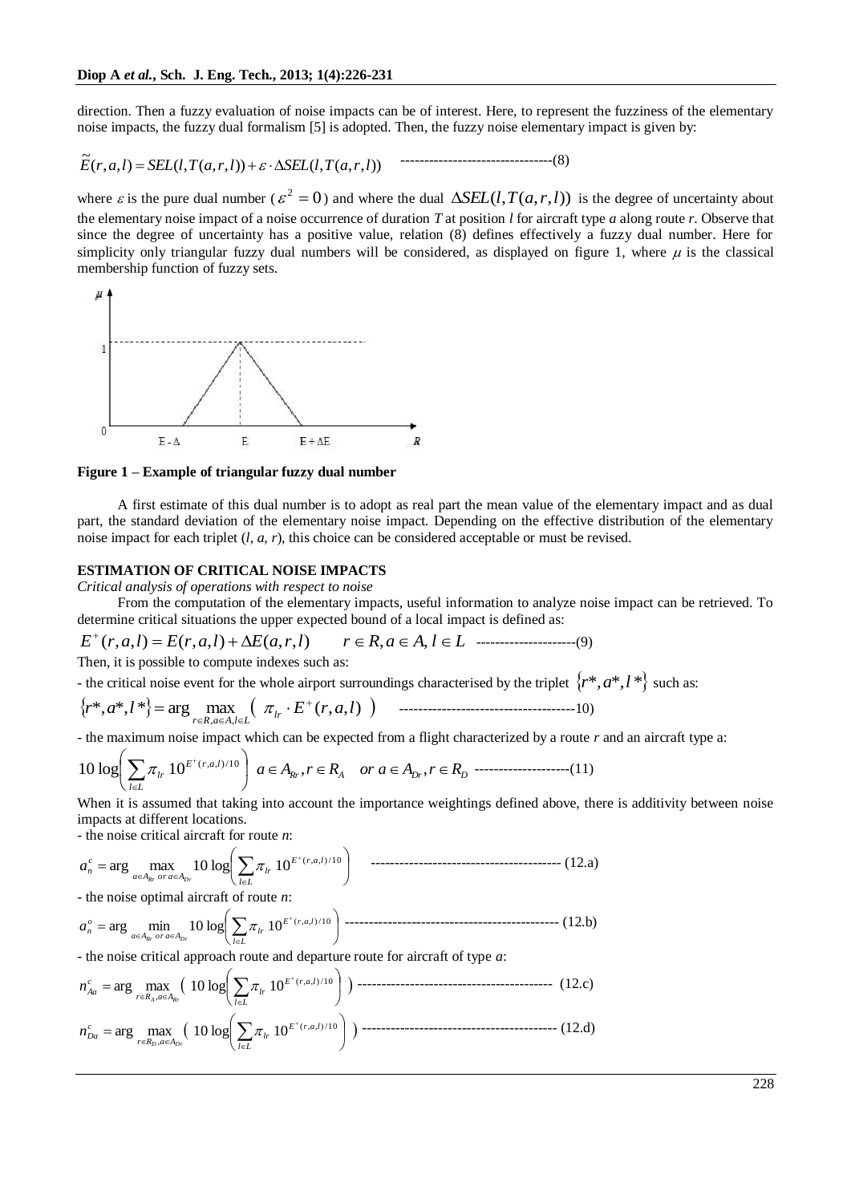direction. Then a fuzzy evaluation of noise impacts can be of interest. Here, to represent the fuzziness of the elementary noise impacts, the fuzzy dual formalism [5] is adopted. Then, the fuzzy noise elementary impact is given by:

$$\tilde{E}(r,a,l) = SEL(l,T(a,r,l)) + \varepsilon \cdot \Delta SEL(l,T(a,r,l)) \quad \text{--------------------------------(8)}$$

where $\varepsilon$ is the pure dual number ($\varepsilon^2 = 0$) and where the dual $\Delta SEL(l,T(a,r,l))$ is the degree of uncertainty about the elementary noise impact of a noise occurrence of duration $T$ at position $l$ for aircraft type $a$ along route $r$. Observe that since the degree of uncertainty has a positive value, relation (8) defines effectively a fuzzy dual number. Here for simplicity only triangular fuzzy dual numbers will be considered, as displayed on figure 1, where $\mu$ is the classical membership function of fuzzy sets.

**Figure 1 – Example of triangular fuzzy dual number**

A first estimate of this dual number is to adopt as real part the mean value of the elementary impact and as dual part, the standard deviation of the elementary noise impact. Depending on the effective distribution of the elementary noise impact for each triplet ($l$, $a$, $r$), this choice can be considered acceptable or must be revised.

## ESTIMATION OF CRITICAL NOISE IMPACTS

*Critical analysis of operations with respect to noise*

From the computation of the elementary impacts, useful information to analyze noise impact can be retrieved. To determine critical situations the upper expected bound of a local impact is defined as:

$$E^+(r,a,l) = E(r,a,l) + \Delta E(a,r,l) \qquad r \in R, a \in A, l \in L \quad \text{---------------------(9)}$$

Then, it is possible to compute indexes such as:

- the critical noise event for the whole airport surroundings characterised by the triplet $\{r^*, a^*, l^*\}$ such as:

$$\{r^*, a^*, l^*\} = \arg \max_{r \in R, a \in A, l \in L} \left( \pi_{lr} \cdot E^+(r,a,l) \right) \quad \text{-------------------------------------10)}$$

- the maximum noise impact which can be expected from a flight characterized by a route $r$ and an aircraft type a:

$$10 \log\left( \sum_{l \in L} \pi_{lr} \, 10^{E^+(r,a,l)/10} \right) \; a \in A_{Rr}, r \in R_A \quad or \; a \in A_{Dr}, r \in R_D \quad \text{--------------------(11)}$$

When it is assumed that taking into account the importance weightings defined above, there is additivity between noise impacts at different locations.

- the noise critical aircraft for route $n$:

$$a_n^c = \arg \max_{a \in A_{Rr} \; or \; a \in A_{Dr}} 10 \log\left( \sum_{l \in L} \pi_{lr} \, 10^{E^+(r,a,l)/10} \right) \quad \text{---------------------------------------- (12.a)}$$

- the noise optimal aircraft of route $n$:

$$a_n^o = \arg \min_{a \in A_{Rr} \; or \; a \in A_{Dr}} 10 \log\left( \sum_{l \in L} \pi_{lr} \, 10^{E^+(r,a,l)/10} \right) \quad \text{--------------------------------------------- (12.b)}$$

- the noise critical approach route and departure route for aircraft of type $a$:

$$n_{Aa}^c = \arg \max_{r \in R_A, a \in A_{Rr}} \left( 10 \log\left( \sum_{l \in L} \pi_{lr} \, 10^{E^+(r,a,l)/10} \right) \right) \quad \text{---------------------------------------- (12.c)}$$

$$n_{Da}^c = \arg \max_{r \in R_D, a \in A_{Dr}} \left( 10 \log\left( \sum_{l \in L} \pi_{lr} \, 10^{E^+(r,a,l)/10} \right) \right) \quad \text{---------------------------------------- (12.d)}$$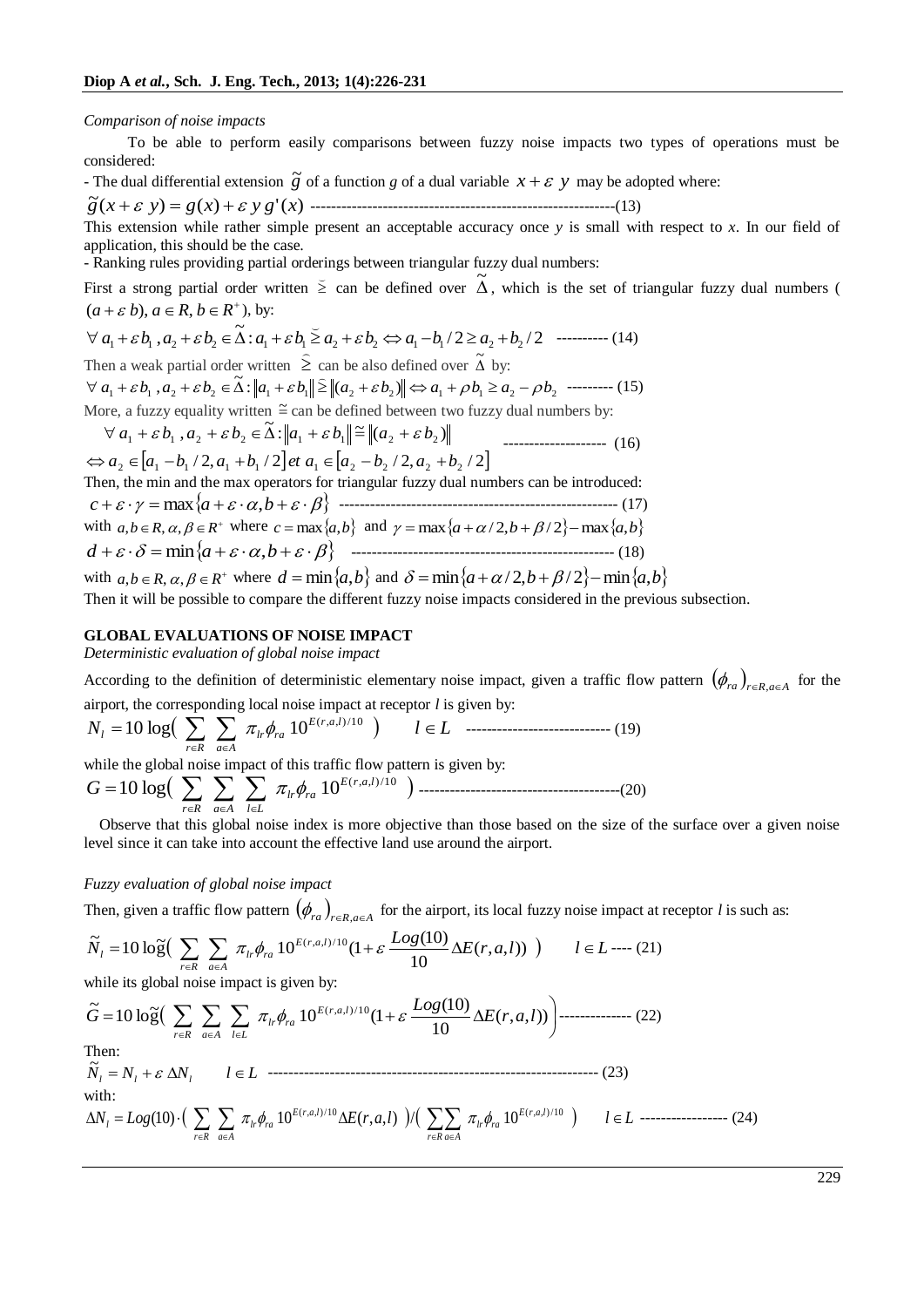*Comparison of noise impacts*

To be able to perform easily comparisons between fuzzy noise impacts two types of operations must be considered:

- The dual differential extension $\tilde{g}$ of a function *g* of a dual variable $x + \varepsilon\ y$ may be adopted where:

$$\tilde{g}(x + \varepsilon\ y) = g(x) + \varepsilon\ y\ g'(x) \quad (13)$$

This extension while rather simple present an acceptable accuracy once *y* is small with respect to *x*. In our field of application, this should be the case.

- Ranking rules providing partial orderings between triangular fuzzy dual numbers:

First a strong partial order written $\breve{\geq}$ can be defined over $\tilde{\Delta}$, which is the set of triangular fuzzy dual numbers ($(a + \varepsilon\ b),\ a \in R,\ b \in R^{+}$), by:

$$\forall\ a_1 + \varepsilon b_1\ , a_2 + \varepsilon b_2 \in \tilde{\Delta} : a_1 + \varepsilon b_1 \breve{\geq} a_2 + \varepsilon b_2 \Leftrightarrow a_1 - b_1 / 2 \geq a_2 + b_2 / 2 \quad (14)$$

Then a weak partial order written $\hat{\geq}$ can be also defined over $\tilde{\Delta}$ by:

$$\forall\ a_1 + \varepsilon b_1\ , a_2 + \varepsilon b_2 \in \tilde{\Delta} : \|a_1 + \varepsilon b_1\| \hat{\geq} \|(a_2 + \varepsilon b_2)\| \Leftrightarrow a_1 + \rho b_1 \geq a_2 - \rho b_2 \quad (15)$$

More, a fuzzy equality written $\cong$ can be defined between two fuzzy dual numbers by:

$$\forall\ a_1 + \varepsilon\, b_1\ , a_2 + \varepsilon\, b_2 \in \tilde{\Delta} : \|a_1 + \varepsilon\, b_1\| \cong \|(a_2 + \varepsilon\, b_2)\|$$

$$\Leftrightarrow a_2 \in [a_1 - b_1 / 2, a_1 + b_1 / 2]\ et\ a_1 \in [a_2 - b_2 / 2, a_2 + b_2 / 2] \quad (16)$$

Then, the min and the max operators for triangular fuzzy dual numbers can be introduced:

$$c + \varepsilon \cdot \gamma = \max\{a + \varepsilon \cdot \alpha, b + \varepsilon \cdot \beta\} \quad (17)$$

with $a, b \in R, \alpha, \beta \in R^{+}$ where $c = \max\{a, b\}$ and $\gamma = \max\{a + \alpha / 2, b + \beta / 2\} - \max\{a, b\}$

$$d + \varepsilon \cdot \delta = \min\{a + \varepsilon \cdot \alpha, b + \varepsilon \cdot \beta\} \quad (18)$$

with $a, b \in R, \alpha, \beta \in R^{+}$ where $d = \min\{a, b\}$ and $\delta = \min\{a + \alpha / 2, b + \beta / 2\} - \min\{a, b\}$

Then it will be possible to compare the different fuzzy noise impacts considered in the previous subsection.

## GLOBAL EVALUATIONS OF NOISE IMPACT

*Deterministic evaluation of global noise impact*

According to the definition of deterministic elementary noise impact, given a traffic flow pattern $(\phi_{ra})_{r \in R, a \in A}$ for the airport, the corresponding local noise impact at receptor *l* is given by:

$$N_l = 10 \log\left( \sum_{r \in R} \sum_{a \in A} \pi_{lr} \phi_{ra}\, 10^{E(r,a,l)/10} \right) \qquad l \in L \quad (19)$$

while the global noise impact of this traffic flow pattern is given by:

$$G = 10 \log\left( \sum_{r \in R} \sum_{a \in A} \sum_{l \in L} \pi_{lr} \phi_{ra}\, 10^{E(r,a,l)/10} \right) \quad (20)$$

Observe that this global noise index is more objective than those based on the size of the surface over a given noise level since it can take into account the effective land use around the airport.

*Fuzzy evaluation of global noise impact*

Then, given a traffic flow pattern $(\phi_{ra})_{r \in R, a \in A}$ for the airport, its local fuzzy noise impact at receptor *l* is such as:

$$\tilde{N}_l = 10 \tilde{\log}\left( \sum_{r \in R} \sum_{a \in A} \pi_{lr} \phi_{ra}\, 10^{E(r,a,l)/10} \left(1 + \varepsilon \frac{Log(10)}{10} \Delta E(r,a,l)\right) \right) \qquad l \in L \quad (21)$$

while its global noise impact is given by:

$$\tilde{G} = 10 \tilde{\log}\left( \sum_{r \in R} \sum_{a \in A} \sum_{l \in L} \pi_{lr} \phi_{ra}\, 10^{E(r,a,l)/10} \left(1 + \varepsilon \frac{Log(10)}{10} \Delta E(r,a,l)\right) \right) \quad (22)$$

Then:

$$\tilde{N}_l = N_l + \varepsilon\ \Delta N_l \qquad l \in L \quad (23)$$

with:

$$\Delta N_l = Log(10) \cdot \left( \sum_{r \in R} \sum_{a \in A} \pi_{lr} \phi_{ra}\, 10^{E(r,a,l)/10} \Delta E(r,a,l) \right) / \left( \sum_{r \in R} \sum_{a \in A} \pi_{lr} \phi_{ra}\, 10^{E(r,a,l)/10} \right) \qquad l \in L \quad (24)$$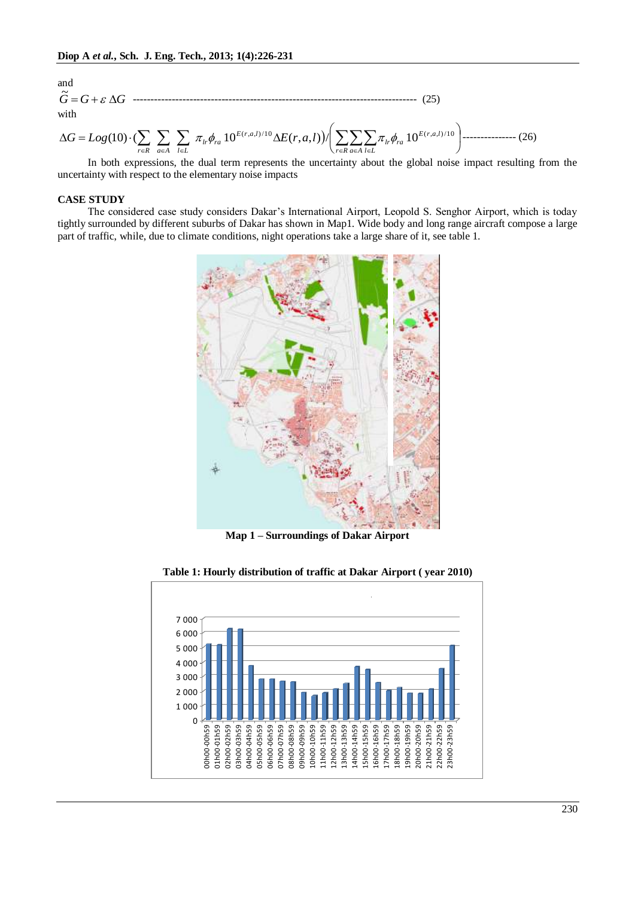and

$$\tilde{G} = G + \varepsilon \, \Delta G \quad (25)$$

with

$$\Delta G = Log(10) \cdot \left( \sum_{r \in R} \sum_{a \in A} \sum_{l \in L} \pi_{lr} \phi_{ra} \, 10^{E(r,a,l)/10} \Delta E(r,a,l) \right) \Big/ \left( \sum_{r \in R} \sum_{a \in A} \sum_{l \in L} \pi_{lr} \phi_{ra} \, 10^{E(r,a,l)/10} \right) \quad (26)$$

In both expressions, the dual term represents the uncertainty about the global noise impact resulting from the uncertainty with respect to the elementary noise impacts

## CASE STUDY

The considered case study considers Dakar's International Airport, Leopold S. Senghor Airport, which is today tightly surrounded by different suburbs of Dakar has shown in Map1. Wide body and long range aircraft compose a large part of traffic, while, due to climate conditions, night operations take a large share of it, see table 1.

**Map 1 – Surroundings of Dakar Airport**

**Table 1: Hourly distribution of traffic at Dakar Airport ( year 2010)**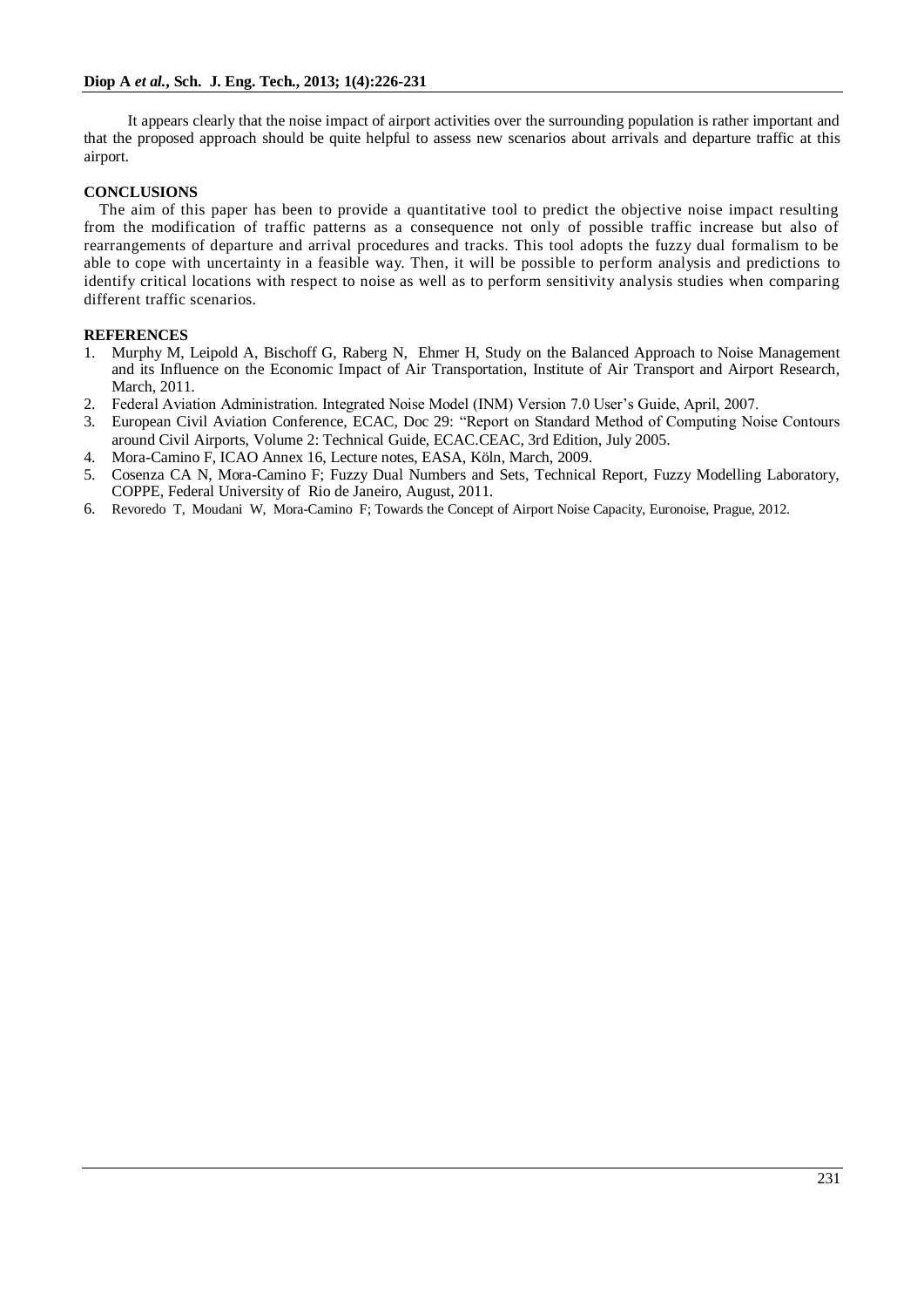It appears clearly that the noise impact of airport activities over the surrounding population is rather important and that the proposed approach should be quite helpful to assess new scenarios about arrivals and departure traffic at this airport.

## CONCLUSIONS

The aim of this paper has been to provide a quantitative tool to predict the objective noise impact resulting from the modification of traffic patterns as a consequence not only of possible traffic increase but also of rearrangements of departure and arrival procedures and tracks. This tool adopts the fuzzy dual formalism to be able to cope with uncertainty in a feasible way. Then, it will be possible to perform analysis and predictions to identify critical locations with respect to noise as well as to perform sensitivity analysis studies when comparing different traffic scenarios.

## REFERENCES

1. Murphy M, Leipold A, Bischoff G, Raberg N, Ehmer H, Study on the Balanced Approach to Noise Management and its Influence on the Economic Impact of Air Transportation, Institute of Air Transport and Airport Research, March, 2011.
2. Federal Aviation Administration. Integrated Noise Model (INM) Version 7.0 User's Guide, April, 2007.
3. European Civil Aviation Conference, ECAC, Doc 29: "Report on Standard Method of Computing Noise Contours around Civil Airports, Volume 2: Technical Guide, ECAC.CEAC, 3rd Edition, July 2005.
4. Mora-Camino F, ICAO Annex 16, Lecture notes, EASA, Köln, March, 2009.
5. Cosenza CA N, Mora-Camino F; Fuzzy Dual Numbers and Sets, Technical Report, Fuzzy Modelling Laboratory, COPPE, Federal University of Rio de Janeiro, August, 2011.
6. Revoredo T, Moudani W, Mora-Camino F; Towards the Concept of Airport Noise Capacity, Euronoise, Prague, 2012.